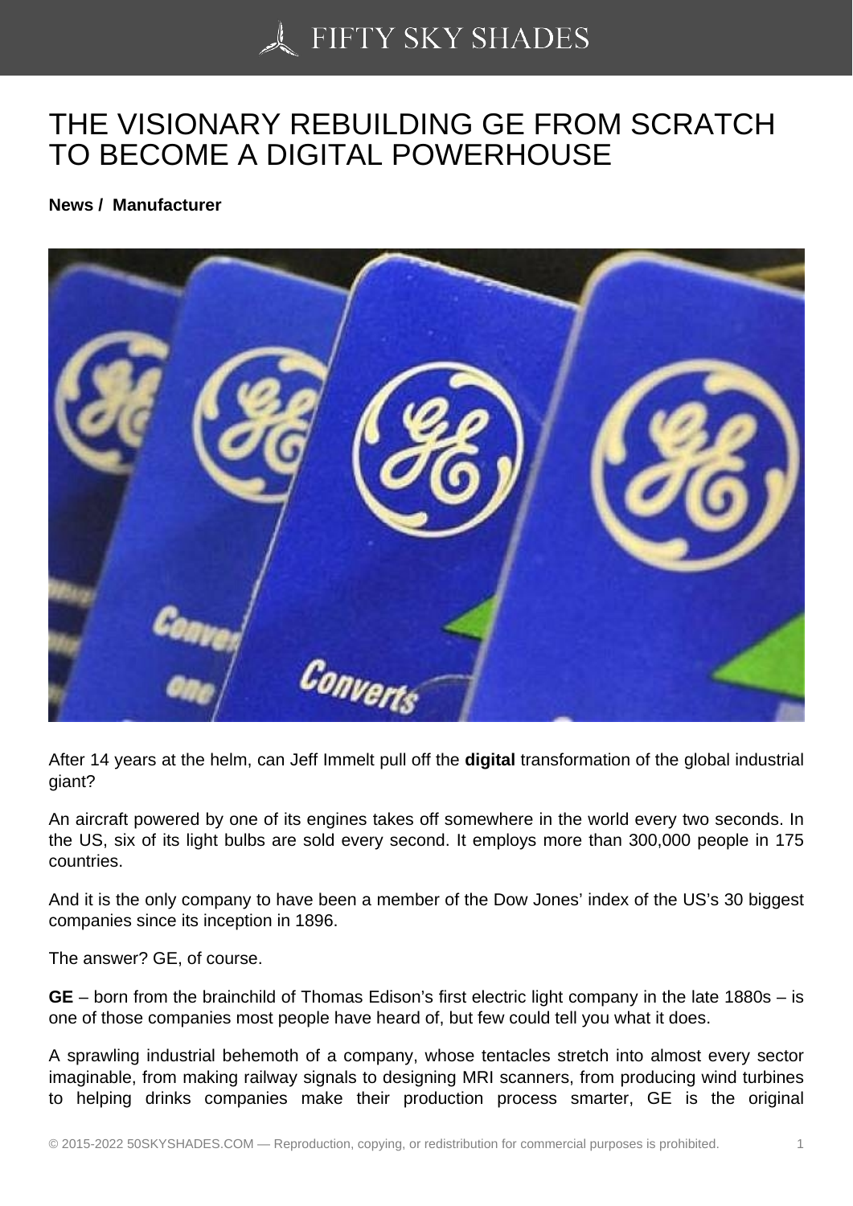# THE VISIONARY REBUILDING GE FROM SCRATCH TO BECOME A DIGITAL POWERHOUSE

**News / Manufacturer**

After 14 years at the helm, can Jeff Immelt pull off the **digital** transformation of the global industrial giant?

An aircraft powered by one of its engines takes off somewhere in the world every two seconds. In the US, six of its light bulbs are sold every second. It employs more than 300,000 people in 175 countries.

And it is the only company to have been a member of the Dow Jones' index of the US's 30 biggest companies since its inception in 1896.

The answer? GE, of course.

**GE** – born from the brainchild of Thomas Edison's first electric light company in the late 1880s – is one of those companies most people have heard of, but few could tell you what it does.

A sprawling industrial behemoth of a company, whose tentacles stretch into almost every sector imaginable, from making railway signals to designing MRI scanners, from producing wind turbines to helping drinks companies make their production process smarter, GE is the original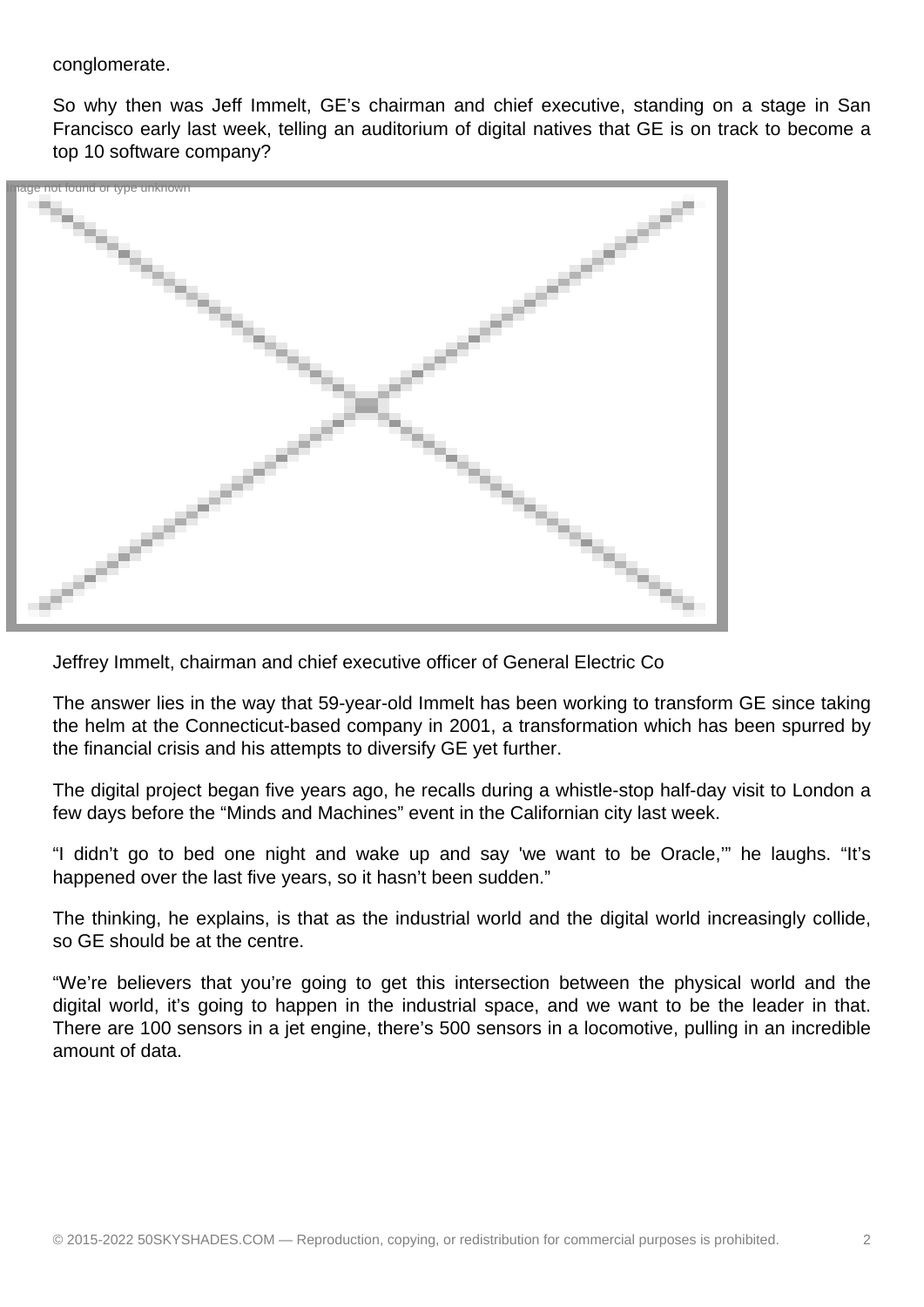conglomerate.

So why then was Jeff Immelt, GE's chairman and chief executive, standing on a stage in San Francisco early last week, telling an auditorium of digital natives that GE is on track to become a top 10 software company?

Jeffrey Immelt, chairman and chief executive officer of General Electric Co

The answer lies in the way that 59-year-old Immelt has been working to transform GE since taking the helm at the Connecticut-based company in 2001, a transformation which has been spurred by the financial crisis and his attempts to diversify GE yet further.

The digital project began five years ago, he recalls during a whistle-stop half-day visit to London a few days before the "Minds and Machines" event in the Californian city last week.

"I didn't go to bed one night and wake up and say 'we want to be Oracle,'" he laughs. "It's happened over the last five years, so it hasn't been sudden."

The thinking, he explains, is that as the industrial world and the digital world increasingly collide, so GE should be at the centre.

"We're believers that you're going to get this intersection between the physical world and the digital world, it's going to happen in the industrial space, and we want to be the leader in that. There are 100 sensors in a jet engine, there's 500 sensors in a locomotive, pulling in an incredible amount of data.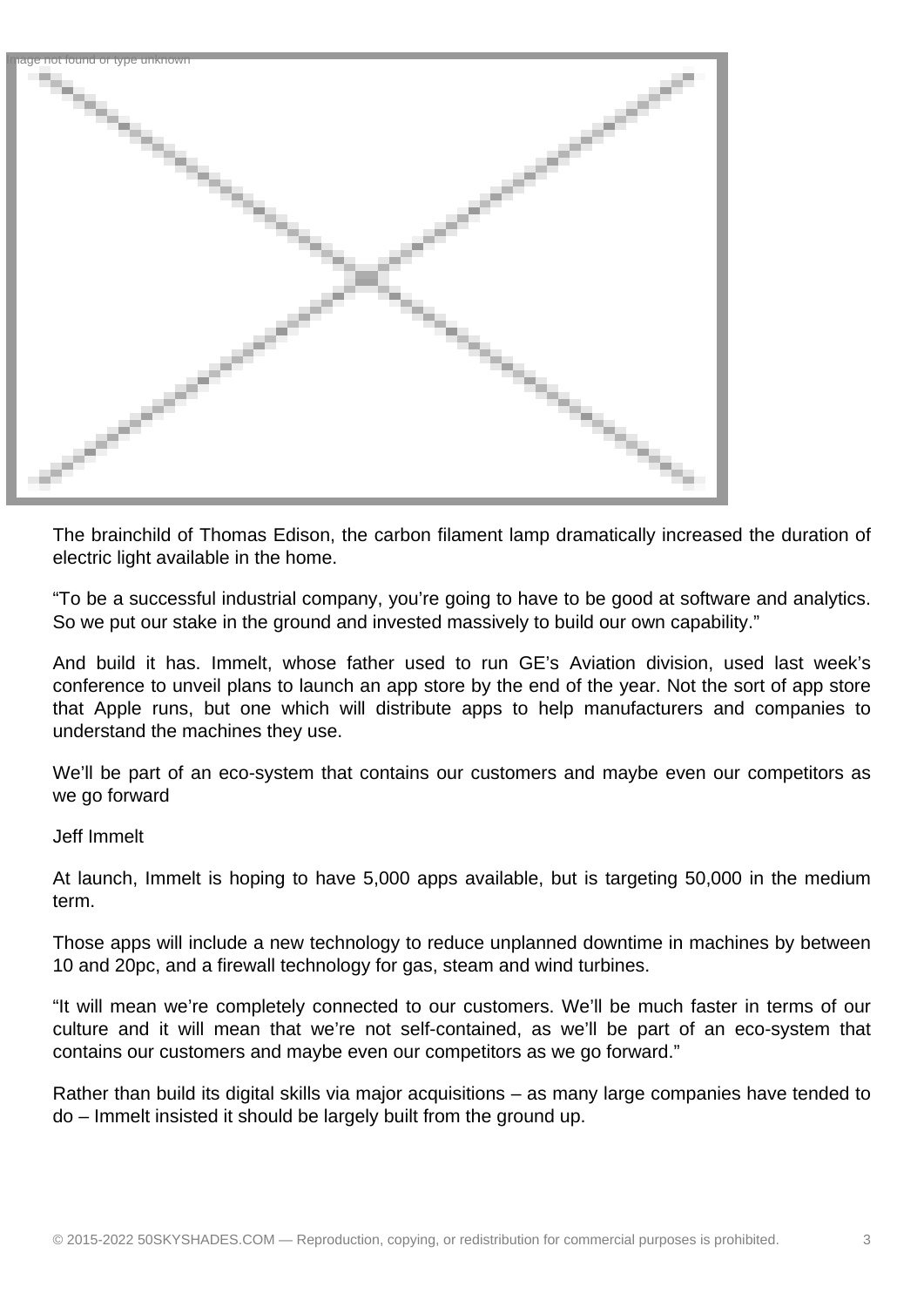The brainchild of Thomas Edison, the carbon filament lamp dramatically increased the duration of electric light available in the home.

"To be a successful industrial company, you're going to have to be good at software and analytics. So we put our stake in the ground and invested massively to build our own capability."

And build it has. Immelt, whose father used to run GE's Aviation division, used last week's conference to unveil plans to launch an app store by the end of the year. Not the sort of app store that Apple runs, but one which will distribute apps to help manufacturers and companies to understand the machines they use.

We'll be part of an eco-system that contains our customers and maybe even our competitors as we go forward

Jeff Immelt

At launch, Immelt is hoping to have 5,000 apps available, but is targeting 50,000 in the medium term.

Those apps will include a new technology to reduce unplanned downtime in machines by between 10 and 20pc, and a firewall technology for gas, steam and wind turbines.

"It will mean we're completely connected to our customers. We'll be much faster in terms of our culture and it will mean that we're not self-contained, as we'll be part of an eco-system that contains our customers and maybe even our competitors as we go forward."

Rather than build its digital skills via major acquisitions – as many large companies have tended to do – Immelt insisted it should be largely built from the ground up.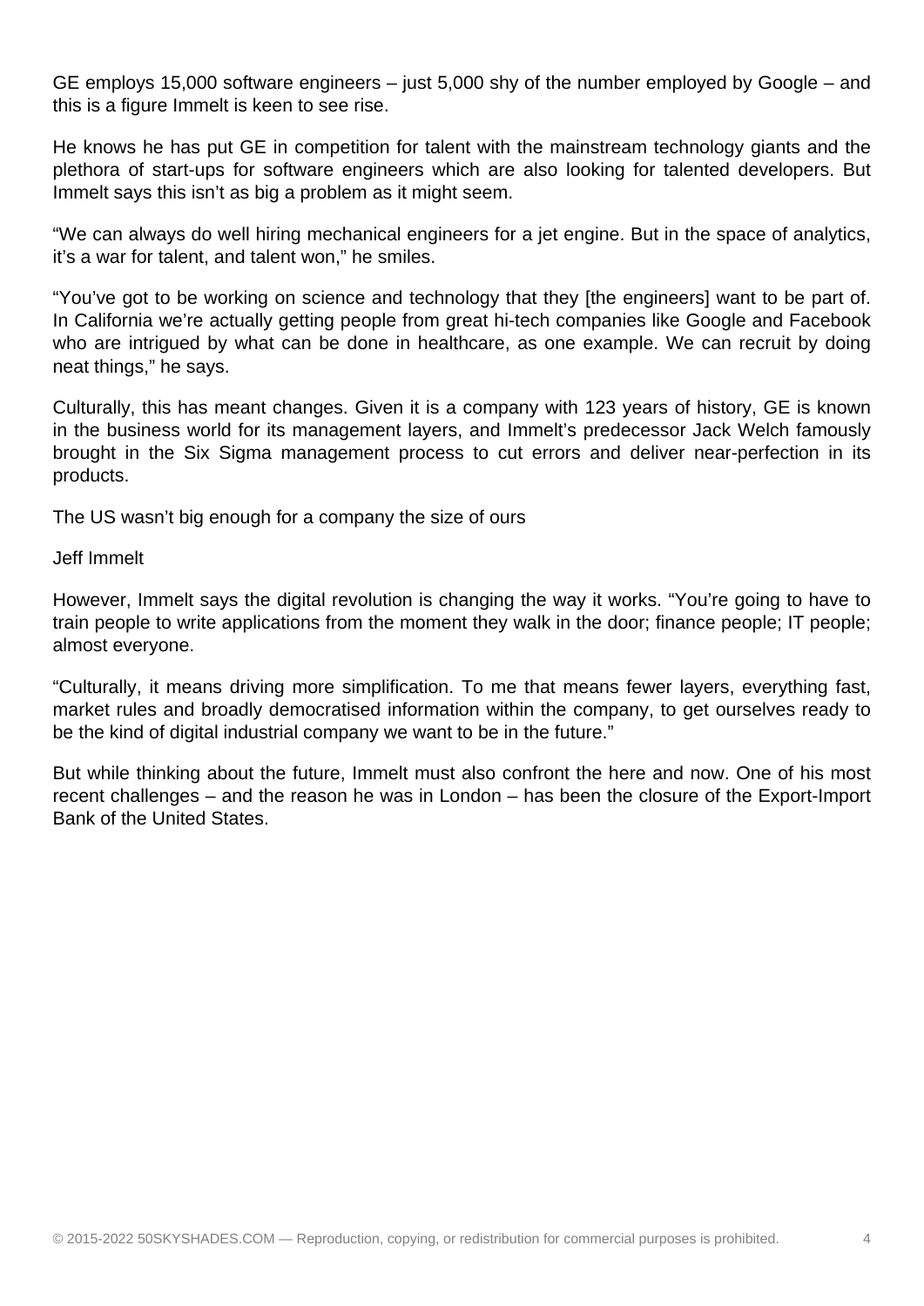GE employs 15,000 software engineers – just 5,000 shy of the number employed by Google – and this is a figure Immelt is keen to see rise.

He knows he has put GE in competition for talent with the mainstream technology giants and the plethora of start-ups for software engineers which are also looking for talented developers. But Immelt says this isn't as big a problem as it might seem.

"We can always do well hiring mechanical engineers for a jet engine. But in the space of analytics, it's a war for talent, and talent won," he smiles.

"You've got to be working on science and technology that they [the engineers] want to be part of. In California we're actually getting people from great hi-tech companies like Google and Facebook who are intrigued by what can be done in healthcare, as one example. We can recruit by doing neat things," he says.

Culturally, this has meant changes. Given it is a company with 123 years of history, GE is known in the business world for its management layers, and Immelt's predecessor Jack Welch famously brought in the Six Sigma management process to cut errors and deliver near-perfection in its products.

The US wasn't big enough for a company the size of ours

Jeff Immelt

However, Immelt says the digital revolution is changing the way it works. "You're going to have to train people to write applications from the moment they walk in the door; finance people; IT people; almost everyone.

"Culturally, it means driving more simplification. To me that means fewer layers, everything fast, market rules and broadly democratised information within the company, to get ourselves ready to be the kind of digital industrial company we want to be in the future."

But while thinking about the future, Immelt must also confront the here and now. One of his most recent challenges – and the reason he was in London – has been the closure of the Export-Import Bank of the United States.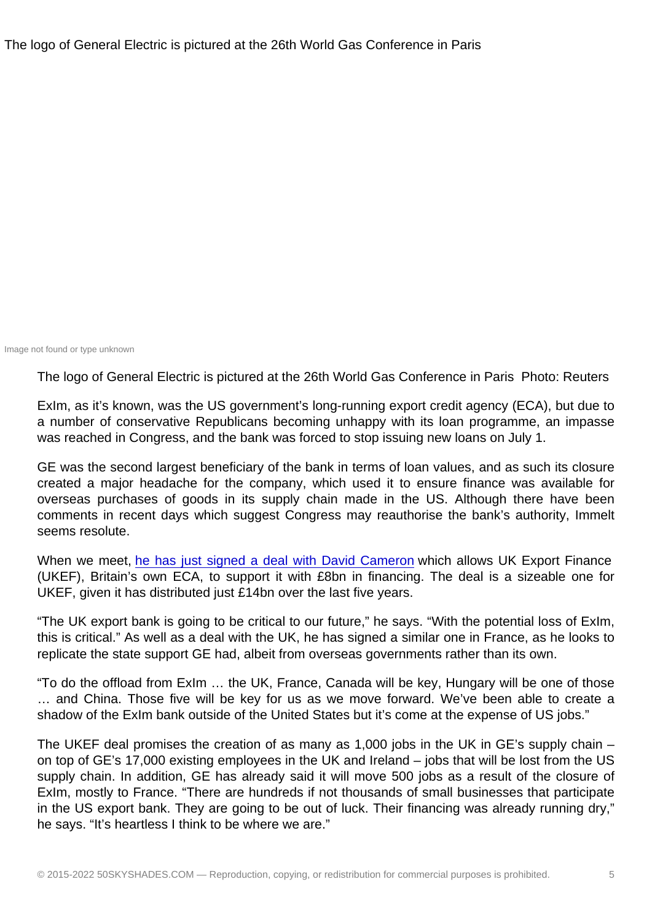The logo of General Electric is pictured at the 26th World Gas Conference in Paris

Image not found or type unknown

The logo of General Electric is pictured at the 26th World Gas Conference in Paris  Photo: Reuters

ExIm, as it's known, was the US government's long-running export credit agency (ECA), but due to a number of conservative Republicans becoming unhappy with its loan programme, an impasse was reached in Congress, and the bank was forced to stop issuing new loans on July 1.

GE was the second largest beneficiary of the bank in terms of loan values, and as such its closure created a major headache for the company, which used it to ensure finance was available for overseas purchases of goods in its supply chain made in the US. Although there have been comments in recent days which suggest Congress may reauthorise the bank's authority, Immelt seems resolute.

When we meet, [he has just signed a deal with David Cameron]() which allows UK Export Finance (UKEF), Britain's own ECA, to support it with £8bn in financing. The deal is a sizeable one for UKEF, given it has distributed just £14bn over the last five years.

"The UK export bank is going to be critical to our future," he says. "With the potential loss of ExIm, this is critical." As well as a deal with the UK, he has signed a similar one in France, as he looks to replicate the state support GE had, albeit from overseas governments rather than its own.

"To do the offload from ExIm … the UK, France, Canada will be key, Hungary will be one of those … and China. Those five will be key for us as we move forward. We've been able to create a shadow of the ExIm bank outside of the United States but it's come at the expense of US jobs."

The UKEF deal promises the creation of as many as 1,000 jobs in the UK in GE's supply chain – on top of GE's 17,000 existing employees in the UK and Ireland – jobs that will be lost from the US supply chain. In addition, GE has already said it will move 500 jobs as a result of the closure of ExIm, mostly to France. "There are hundreds if not thousands of small businesses that participate in the US export bank. They are going to be out of luck. Their financing was already running dry," he says. "It's heartless I think to be where we are."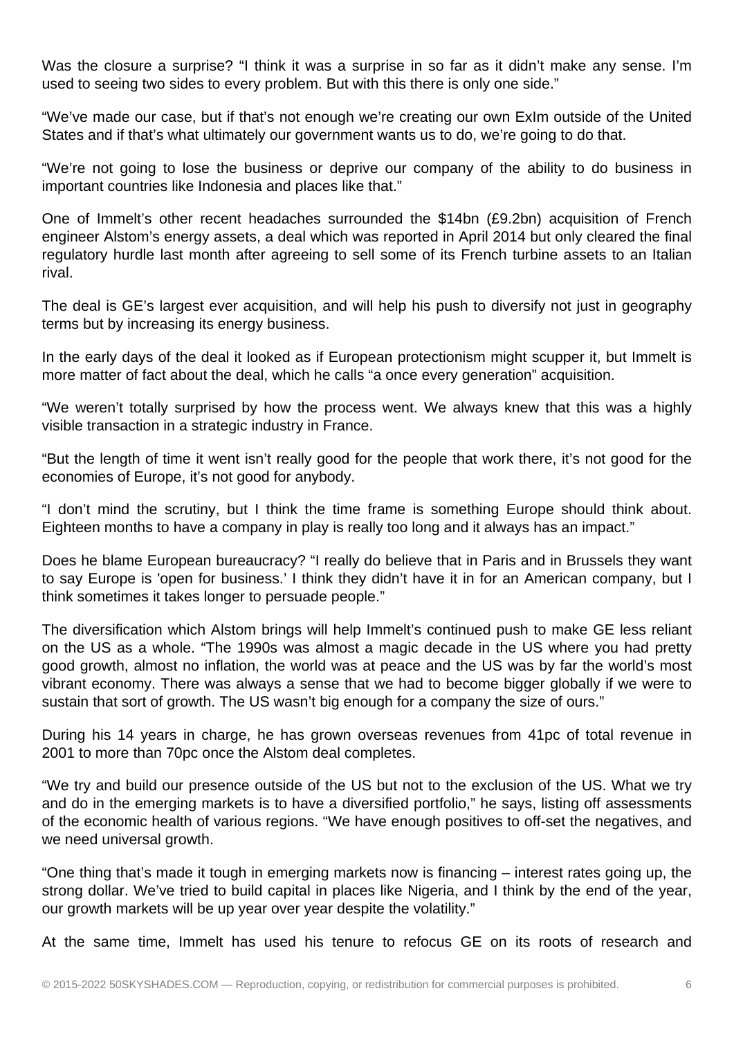Was the closure a surprise? “I think it was a surprise in so far as it didn’t make any sense. I’m used to seeing two sides to every problem. But with this there is only one side.”

“We’ve made our case, but if that’s not enough we’re creating our own ExIm outside of the United States and if that’s what ultimately our government wants us to do, we’re going to do that.

“We’re not going to lose the business or deprive our company of the ability to do business in important countries like Indonesia and places like that.”

One of Immelt’s other recent headaches surrounded the $14bn (£9.2bn) acquisition of French engineer Alstom’s energy assets, a deal which was reported in April 2014 but only cleared the final regulatory hurdle last month after agreeing to sell some of its French turbine assets to an Italian rival.

The deal is GE’s largest ever acquisition, and will help his push to diversify not just in geography terms but by increasing its energy business.

In the early days of the deal it looked as if European protectionism might scupper it, but Immelt is more matter of fact about the deal, which he calls “a once every generation” acquisition.

“We weren’t totally surprised by how the process went. We always knew that this was a highly visible transaction in a strategic industry in France.

“But the length of time it went isn’t really good for the people that work there, it’s not good for the economies of Europe, it’s not good for anybody.

“I don’t mind the scrutiny, but I think the time frame is something Europe should think about. Eighteen months to have a company in play is really too long and it always has an impact.”

Does he blame European bureaucracy? “I really do believe that in Paris and in Brussels they want to say Europe is 'open for business.' I think they didn’t have it in for an American company, but I think sometimes it takes longer to persuade people.”

The diversification which Alstom brings will help Immelt’s continued push to make GE less reliant on the US as a whole. “The 1990s was almost a magic decade in the US where you had pretty good growth, almost no inflation, the world was at peace and the US was by far the world’s most vibrant economy. There was always a sense that we had to become bigger globally if we were to sustain that sort of growth. The US wasn’t big enough for a company the size of ours.”

During his 14 years in charge, he has grown overseas revenues from 41pc of total revenue in 2001 to more than 70pc once the Alstom deal completes.

“We try and build our presence outside of the US but not to the exclusion of the US. What we try and do in the emerging markets is to have a diversified portfolio,” he says, listing off assessments of the economic health of various regions. “We have enough positives to off-set the negatives, and we need universal growth.

“One thing that’s made it tough in emerging markets now is financing – interest rates going up, the strong dollar. We’ve tried to build capital in places like Nigeria, and I think by the end of the year, our growth markets will be up year over year despite the volatility.”

At the same time, Immelt has used his tenure to refocus GE on its roots of research and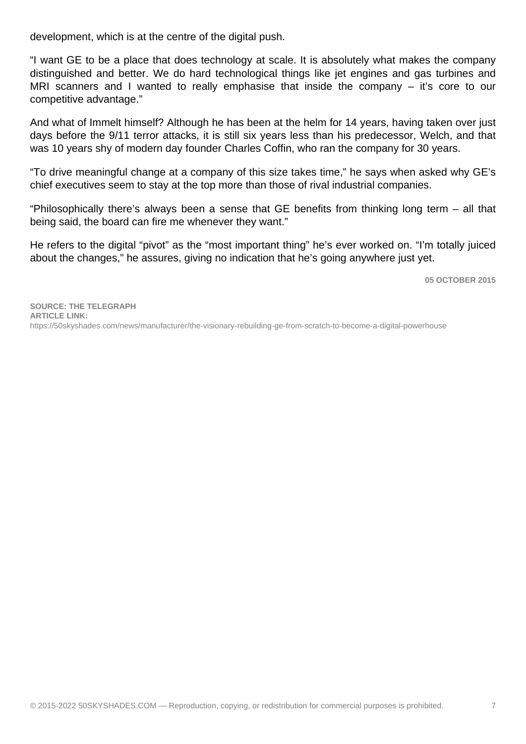development, which is at the centre of the digital push.

"I want GE to be a place that does technology at scale. It is absolutely what makes the company distinguished and better. We do hard technological things like jet engines and gas turbines and MRI scanners and I wanted to really emphasise that inside the company – it's core to our competitive advantage."

And what of Immelt himself? Although he has been at the helm for 14 years, having taken over just days before the 9/11 terror attacks, it is still six years less than his predecessor, Welch, and that was 10 years shy of modern day founder Charles Coffin, who ran the company for 30 years.

"To drive meaningful change at a company of this size takes time," he says when asked why GE's chief executives seem to stay at the top more than those of rival industrial companies.

"Philosophically there's always been a sense that GE benefits from thinking long term – all that being said, the board can fire me whenever they want."

He refers to the digital "pivot" as the "most important thing" he's ever worked on. "I'm totally juiced about the changes," he assures, giving no indication that he's going anywhere just yet.

**05 OCTOBER 2015**

**SOURCE: THE TELEGRAPH**
**ARTICLE LINK:**
https://50skyshades.com/news/manufacturer/the-visionary-rebuilding-ge-from-scratch-to-become-a-digital-powerhouse

© 2015-2022 50SKYSHADES.COM — Reproduction, copying, or redistribution for commercial purposes is prohibited.